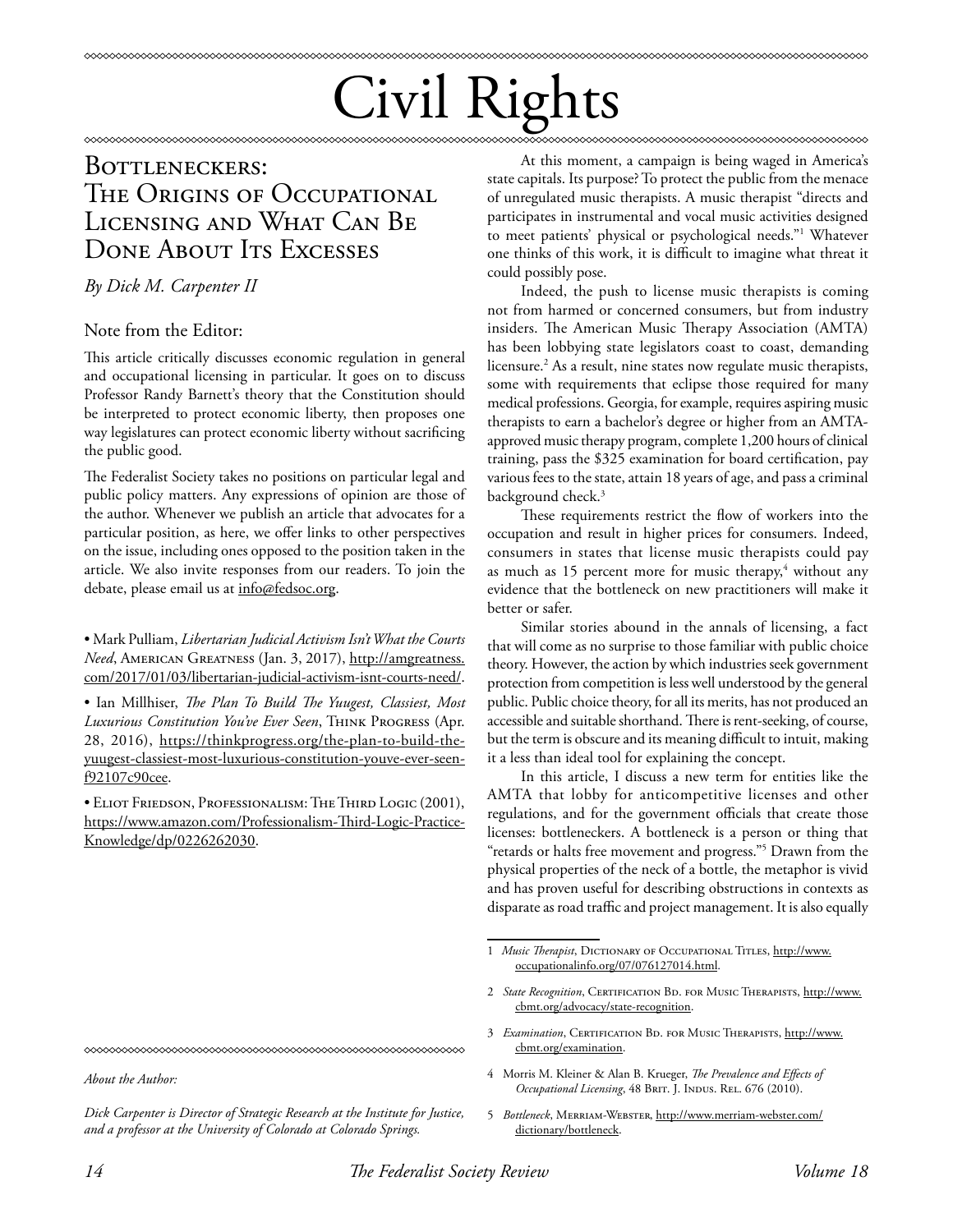# Civil Rights

## Bottleneckers: The Origins of Occupational Licensing and What Can Be Done About Its Excesses

*By Dick M. Carpenter II*

### Note from the Editor:

This article critically discusses economic regulation in general and occupational licensing in particular. It goes on to discuss Professor Randy Barnett's theory that the Constitution should be interpreted to protect economic liberty, then proposes one way legislatures can protect economic liberty without sacrificing the public good.

The Federalist Society takes no positions on particular legal and public policy matters. Any expressions of opinion are those of the author. Whenever we publish an article that advocates for a particular position, as here, we offer links to other perspectives on the issue, including ones opposed to the position taken in the article. We also invite responses from our readers. To join the debate, please email us at info@fedsoc.org.

• Mark Pulliam, *Libertarian Judicial Activism Isn't What the Courts Need*, American Greatness (Jan. 3, 2017), http://amgreatness.com/2017/01/03/libertarian-judicial-activism-isnt-courts-need/.

• Ian Millhiser, *The Plan To Build The Yuugest, Classiest, Most Luxurious Constitution You've Ever Seen*, Think Progress (Apr. 28, 2016), https://thinkprogress.org/the-plan-to-build-the-yuugest-classiest-most-luxurious-constitution-youve-ever-seen-f92107c90cee.

• Eliot Friedson, Professionalism: The Third Logic (2001), https://www.amazon.com/Professionalism-Third-Logic-Practice-Knowledge/dp/0226262030.

*About the Author:*

*Dick Carpenter is Director of Strategic Research at the Institute for Justice, and a professor at the University of Colorado at Colorado Springs.*

At this moment, a campaign is being waged in America's state capitals. Its purpose? To protect the public from the menace of unregulated music therapists. A music therapist "directs and participates in instrumental and vocal music activities designed to meet patients' physical or psychological needs."[1] Whatever one thinks of this work, it is difficult to imagine what threat it could possibly pose.

Indeed, the push to license music therapists is coming not from harmed or concerned consumers, but from industry insiders. The American Music Therapy Association (AMTA) has been lobbying state legislators coast to coast, demanding licensure.[2] As a result, nine states now regulate music therapists, some with requirements that eclipse those required for many medical professions. Georgia, for example, requires aspiring music therapists to earn a bachelor's degree or higher from an AMTA-approved music therapy program, complete 1,200 hours of clinical training, pass the $325 examination for board certification, pay various fees to the state, attain 18 years of age, and pass a criminal background check.[3]

These requirements restrict the flow of workers into the occupation and result in higher prices for consumers. Indeed, consumers in states that license music therapists could pay as much as 15 percent more for music therapy,[4] without any evidence that the bottleneck on new practitioners will make it better or safer.

Similar stories abound in the annals of licensing, a fact that will come as no surprise to those familiar with public choice theory. However, the action by which industries seek government protection from competition is less well understood by the general public. Public choice theory, for all its merits, has not produced an accessible and suitable shorthand. There is rent-seeking, of course, but the term is obscure and its meaning difficult to intuit, making it a less than ideal tool for explaining the concept.

In this article, I discuss a new term for entities like the AMTA that lobby for anticompetitive licenses and other regulations, and for the government officials that create those licenses: bottleneckers. A bottleneck is a person or thing that "retards or halts free movement and progress."[5] Drawn from the physical properties of the neck of a bottle, the metaphor is vivid and has proven useful for describing obstructions in contexts as disparate as road traffic and project management. It is also equally

1 *Music Therapist*, Dictionary of Occupational Titles, http://www.occupationalinfo.org/07/076127014.html.

2 *State Recognition*, Certification Bd. for Music Therapists, http://www.cbmt.org/advocacy/state-recognition.

3 *Examination*, Certification Bd. for Music Therapists, http://www.cbmt.org/examination.

4 Morris M. Kleiner & Alan B. Krueger, *The Prevalence and Effects of Occupational Licensing*, 48 Brit. J. Indus. Rel. 676 (2010).

5 *Bottleneck*, Merriam-Webster, http://www.merriam-webster.com/dictionary/bottleneck.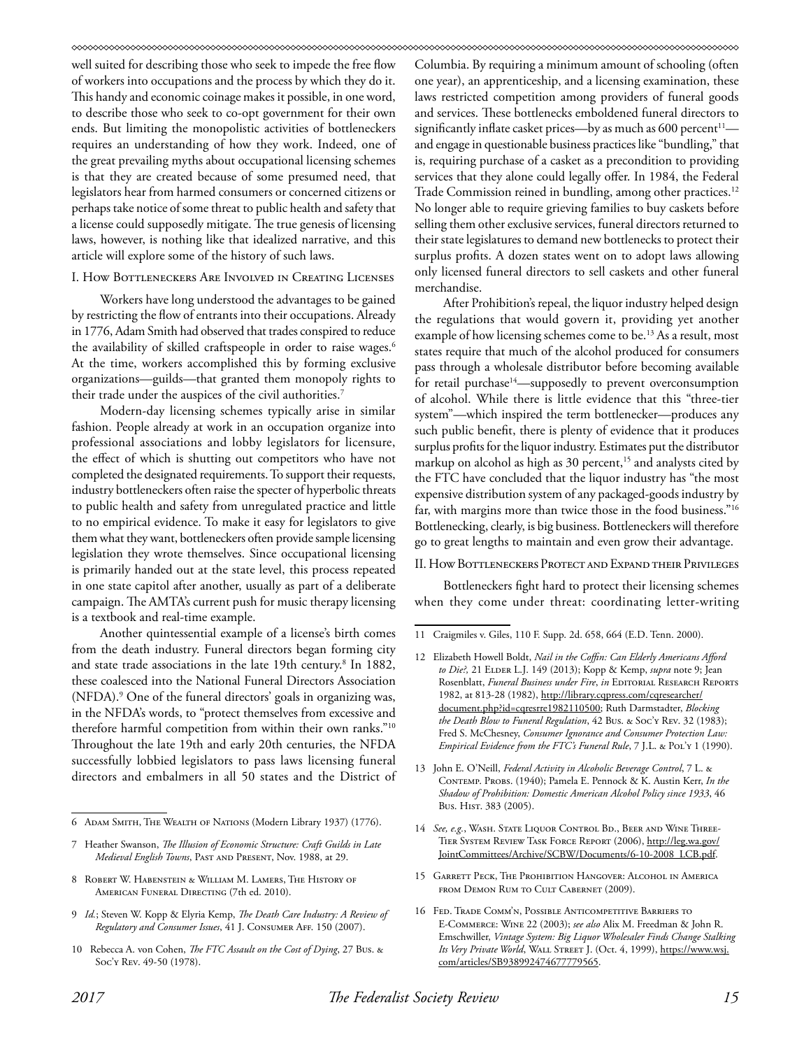well suited for describing those who seek to impede the free flow of workers into occupations and the process by which they do it. This handy and economic coinage makes it possible, in one word, to describe those who seek to co-opt government for their own ends. But limiting the monopolistic activities of bottleneckers requires an understanding of how they work. Indeed, one of the great prevailing myths about occupational licensing schemes is that they are created because of some presumed need, that legislators hear from harmed consumers or concerned citizens or perhaps take notice of some threat to public health and safety that a license could supposedly mitigate. The true genesis of licensing laws, however, is nothing like that idealized narrative, and this article will explore some of the history of such laws.

## I. How Bottleneckers Are Involved in Creating Licenses

Workers have long understood the advantages to be gained by restricting the flow of entrants into their occupations. Already in 1776, Adam Smith had observed that trades conspired to reduce the availability of skilled craftspeople in order to raise wages.[6] At the time, workers accomplished this by forming exclusive organizations—guilds—that granted them monopoly rights to their trade under the auspices of the civil authorities.[7]

Modern-day licensing schemes typically arise in similar fashion. People already at work in an occupation organize into professional associations and lobby legislators for licensure, the effect of which is shutting out competitors who have not completed the designated requirements. To support their requests, industry bottleneckers often raise the specter of hyperbolic threats to public health and safety from unregulated practice and little to no empirical evidence. To make it easy for legislators to give them what they want, bottleneckers often provide sample licensing legislation they wrote themselves. Since occupational licensing is primarily handed out at the state level, this process repeated in one state capitol after another, usually as part of a deliberate campaign. The AMTA's current push for music therapy licensing is a textbook and real-time example.

Another quintessential example of a license's birth comes from the death industry. Funeral directors began forming city and state trade associations in the late 19th century.[8] In 1882, these coalesced into the National Funeral Directors Association (NFDA).[9] One of the funeral directors' goals in organizing was, in the NFDA's words, to "protect themselves from excessive and therefore harmful competition from within their own ranks."[10] Throughout the late 19th and early 20th centuries, the NFDA successfully lobbied legislators to pass laws licensing funeral directors and embalmers in all 50 states and the District of Columbia. By requiring a minimum amount of schooling (often one year), an apprenticeship, and a licensing examination, these laws restricted competition among providers of funeral goods and services. These bottlenecks emboldened funeral directors to significantly inflate casket prices—by as much as 600 percent[11]—and engage in questionable business practices like "bundling," that is, requiring purchase of a casket as a precondition to providing services that they alone could legally offer. In 1984, the Federal Trade Commission reined in bundling, among other practices.[12] No longer able to require grieving families to buy caskets before selling them other exclusive services, funeral directors returned to their state legislatures to demand new bottlenecks to protect their surplus profits. A dozen states went on to adopt laws allowing only licensed funeral directors to sell caskets and other funeral merchandise.

After Prohibition's repeal, the liquor industry helped design the regulations that would govern it, providing yet another example of how licensing schemes come to be.[13] As a result, most states require that much of the alcohol produced for consumers pass through a wholesale distributor before becoming available for retail purchase[14]—supposedly to prevent overconsumption of alcohol. While there is little evidence that this "three-tier system"—which inspired the term bottlenecker—produces any such public benefit, there is plenty of evidence that it produces surplus profits for the liquor industry. Estimates put the distributor markup on alcohol as high as 30 percent,[15] and analysts cited by the FTC have concluded that the liquor industry has "the most expensive distribution system of any packaged-goods industry by far, with margins more than twice those in the food business."[16] Bottlenecking, clearly, is big business. Bottleneckers will therefore go to great lengths to maintain and even grow their advantage.

## II. How Bottleneckers Protect and Expand their Privileges

Bottleneckers fight hard to protect their licensing schemes when they come under threat: coordinating letter-writing

---

6 Adam Smith, The Wealth of Nations (Modern Library 1937) (1776).

7 Heather Swanson, *The Illusion of Economic Structure: Craft Guilds in Late Medieval English Towns*, Past and Present, Nov. 1988, at 29.

8 Robert W. Habenstein & William M. Lamers, The History of American Funeral Directing (7th ed. 2010).

9 *Id.*; Steven W. Kopp & Elyria Kemp, *The Death Care Industry: A Review of Regulatory and Consumer Issues*, 41 J. Consumer Aff. 150 (2007).

10 Rebecca A. von Cohen, *The FTC Assault on the Cost of Dying*, 27 Bus. & Soc'y Rev. 49-50 (1978).

11 Craigmiles v. Giles, 110 F. Supp. 2d. 658, 664 (E.D. Tenn. 2000).

12 Elizabeth Howell Boldt, *Nail in the Coffin: Can Elderly Americans Afford to Die?*, 21 Elder L.J. 149 (2013); Kopp & Kemp, *supra* note 9; Jean Rosenblatt, *Funeral Business under Fire*, *in* Editorial Research Reports 1982, at 813-28 (1982), http://library.cqpress.com/cqresearcher/document.php?id=cqresrre1982110500; Ruth Darmstadter, *Blocking the Death Blow to Funeral Regulation*, 42 Bus. & Soc'y Rev. 32 (1983); Fred S. McChesney, *Consumer Ignorance and Consumer Protection Law: Empirical Evidence from the FTC's Funeral Rule*, 7 J.L. & Pol'y 1 (1990).

13 John E. O'Neill, *Federal Activity in Alcoholic Beverage Control*, 7 L. & Contemp. Probs. (1940); Pamela E. Pennock & K. Austin Kerr, *In the Shadow of Prohibition: Domestic American Alcohol Policy since 1933*, 46 Bus. Hist. 383 (2005).

14 *See, e.g.*, Wash. State Liquor Control Bd., Beer and Wine Three-Tier System Review Task Force Report (2006), http://leg.wa.gov/JointCommittees/Archive/SCBW/Documents/6-10-2008_LCB.pdf.

15 Garrett Peck, The Prohibition Hangover: Alcohol in America from Demon Rum to Cult Cabernet (2009).

16 Fed. Trade Comm'n, Possible Anticompetitive Barriers to E-Commerce: Wine 22 (2003); *see also* Alix M. Freedman & John R. Emschwiller, *Vintage System: Big Liquor Wholesaler Finds Change Stalking Its Very Private World*, Wall Street J. (Oct. 4, 1999), https://www.wsj.com/articles/SB938992474677779565.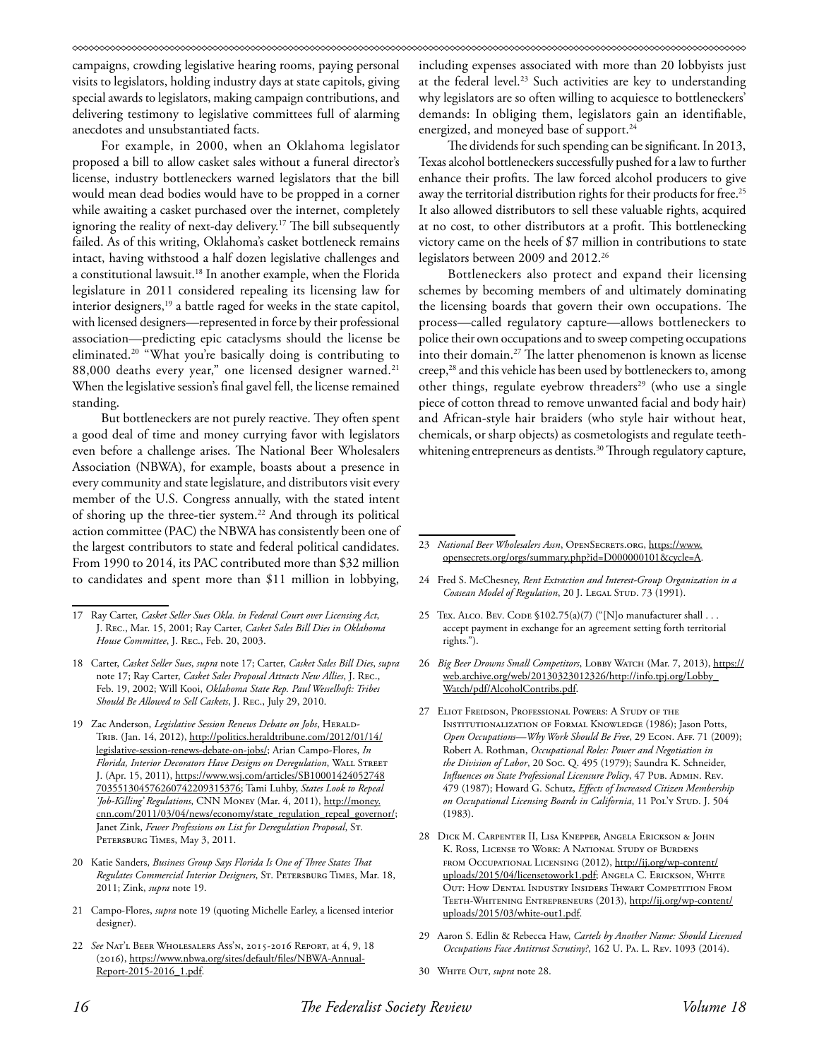campaigns, crowding legislative hearing rooms, paying personal visits to legislators, holding industry days at state capitols, giving special awards to legislators, making campaign contributions, and delivering testimony to legislative committees full of alarming anecdotes and unsubstantiated facts.

For example, in 2000, when an Oklahoma legislator proposed a bill to allow casket sales without a funeral director's license, industry bottleneckers warned legislators that the bill would mean dead bodies would have to be propped in a corner while awaiting a casket purchased over the internet, completely ignoring the reality of next-day delivery.[17] The bill subsequently failed. As of this writing, Oklahoma's casket bottleneck remains intact, having withstood a half dozen legislative challenges and a constitutional lawsuit.[18] In another example, when the Florida legislature in 2011 considered repealing its licensing law for interior designers,[19] a battle raged for weeks in the state capitol, with licensed designers—represented in force by their professional association—predicting epic cataclysms should the license be eliminated.[20] "What you're basically doing is contributing to 88,000 deaths every year," one licensed designer warned.[21] When the legislative session's final gavel fell, the license remained standing.

But bottleneckers are not purely reactive. They often spent a good deal of time and money currying favor with legislators even before a challenge arises. The National Beer Wholesalers Association (NBWA), for example, boasts about a presence in every community and state legislature, and distributors visit every member of the U.S. Congress annually, with the stated intent of shoring up the three-tier system.[22] And through its political action committee (PAC) the NBWA has consistently been one of the largest contributors to state and federal political candidates. From 1990 to 2014, its PAC contributed more than $32 million to candidates and spent more than $11 million in lobbying, including expenses associated with more than 20 lobbyists just at the federal level.[23] Such activities are key to understanding why legislators are so often willing to acquiesce to bottleneckers' demands: In obliging them, legislators gain an identifiable, energized, and moneyed base of support.[24]

The dividends for such spending can be significant. In 2013, Texas alcohol bottleneckers successfully pushed for a law to further enhance their profits. The law forced alcohol producers to give away the territorial distribution rights for their products for free.[25] It also allowed distributors to sell these valuable rights, acquired at no cost, to other distributors at a profit. This bottlenecking victory came on the heels of $7 million in contributions to state legislators between 2009 and 2012.[26]

Bottleneckers also protect and expand their licensing schemes by becoming members of and ultimately dominating the licensing boards that govern their own occupations. The process—called regulatory capture—allows bottleneckers to police their own occupations and to sweep competing occupations into their domain.[27] The latter phenomenon is known as license creep,[28] and this vehicle has been used by bottleneckers to, among other things, regulate eyebrow threaders[29] (who use a single piece of cotton thread to remove unwanted facial and body hair) and African-style hair braiders (who style hair without heat, chemicals, or sharp objects) as cosmetologists and regulate teeth-whitening entrepreneurs as dentists.[30] Through regulatory capture,

---

17 Ray Carter, *Casket Seller Sues Okla. in Federal Court over Licensing Act*, J. Rec., Mar. 15, 2001; Ray Carter, *Casket Sales Bill Dies in Oklahoma House Committee*, J. Rec., Feb. 20, 2003.

18 Carter, *Casket Seller Sues*, *supra* note 17; Carter, *Casket Sales Bill Dies*, *supra* note 17; Ray Carter, *Casket Sales Proposal Attracts New Allies*, J. Rec., Feb. 19, 2002; Will Kooi, *Oklahoma State Rep. Paul Wesselhoft: Tribes Should Be Allowed to Sell Caskets*, J. Rec., July 29, 2010.

19 Zac Anderson, *Legislative Session Renews Debate on Jobs*, Herald-Trib. (Jan. 14, 2012), http://politics.heraldtribune.com/2012/01/14/legislative-session-renews-debate-on-jobs/; Arian Campo-Flores, *In Florida, Interior Decorators Have Designs on Deregulation*, Wall Street J. (Apr. 15, 2011), https://www.wsj.com/articles/SB10001424052748703551304576260742209315376; Tami Luhby, *States Look to Repeal 'Job-Killing' Regulations*, CNN Money (Mar. 4, 2011), http://money.cnn.com/2011/03/04/news/economy/state_regulation_repeal_governor/; Janet Zink, *Fewer Professions on List for Deregulation Proposal*, St. Petersburg Times, May 3, 2011.

20 Katie Sanders, *Business Group Says Florida Is One of Three States That Regulates Commercial Interior Designers*, St. Petersburg Times, Mar. 18, 2011; Zink, *supra* note 19.

21 Campo-Flores, *supra* note 19 (quoting Michelle Earley, a licensed interior designer).

22 *See* Nat'l Beer Wholesalers Ass'n, 2015-2016 Report, at 4, 9, 18 (2016), https://www.nbwa.org/sites/default/files/NBWA-Annual-Report-2015-2016_1.pdf.

23 *National Beer Wholesalers Assn*, OpenSecrets.org, https://www.opensecrets.org/orgs/summary.php?id=D000000101&cycle=A.

24 Fred S. McChesney, *Rent Extraction and Interest-Group Organization in a Coasean Model of Regulation*, 20 J. Legal Stud. 73 (1991).

25 Tex. Alco. Bev. Code §102.75(a)(7) ("[N]o manufacturer shall . . . accept payment in exchange for an agreement setting forth territorial rights.").

26 *Big Beer Drowns Small Competitors*, Lobby Watch (Mar. 7, 2013), https://web.archive.org/web/20130323012326/http://info.tpj.org/Lobby_Watch/pdf/AlcoholContribs.pdf.

27 Eliot Freidson, Professional Powers: A Study of the Institutionalization of Formal Knowledge (1986); Jason Potts, *Open Occupations—Why Work Should Be Free*, 29 Econ. Aff. 71 (2009); Robert A. Rothman, *Occupational Roles: Power and Negotiation in the Division of Labor*, 20 Soc. Q. 495 (1979); Saundra K. Schneider, *Influences on State Professional Licensure Policy*, 47 Pub. Admin. Rev. 479 (1987); Howard G. Schutz, *Effects of Increased Citizen Membership on Occupational Licensing Boards in California*, 11 Pol'y Stud. J. 504 (1983).

28 Dick M. Carpenter II, Lisa Knepper, Angela Erickson & John K. Ross, License to Work: A National Study of Burdens from Occupational Licensing (2012), http://ij.org/wp-content/uploads/2015/04/licensetowork1.pdf; Angela C. Erickson, White Out: How Dental Industry Insiders Thwart Competition From Teeth-Whitening Entrepreneurs (2013), http://ij.org/wp-content/uploads/2015/03/white-out1.pdf.

29 Aaron S. Edlin & Rebecca Haw, *Cartels by Another Name: Should Licensed Occupations Face Antitrust Scrutiny?*, 162 U. Pa. L. Rev. 1093 (2014).

30 White Out, *supra* note 28.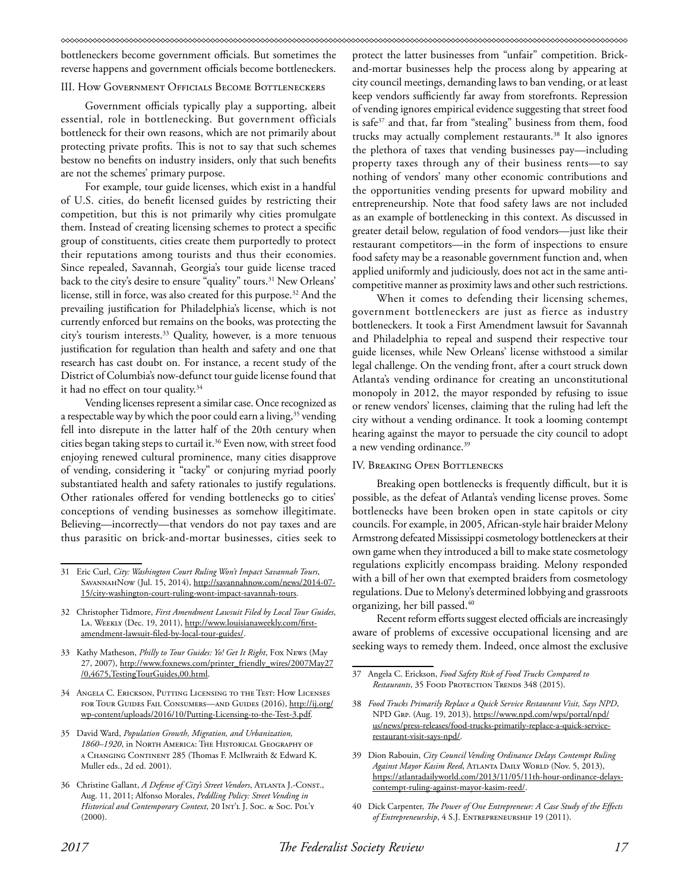bottleneckers become government officials. But sometimes the reverse happens and government officials become bottleneckers.

## III. How Government Officials Become Bottleneckers

Government officials typically play a supporting, albeit essential, role in bottlenecking. But government officials bottleneck for their own reasons, which are not primarily about protecting private profits. This is not to say that such schemes bestow no benefits on industry insiders, only that such benefits are not the schemes' primary purpose.

For example, tour guide licenses, which exist in a handful of U.S. cities, do benefit licensed guides by restricting their competition, but this is not primarily why cities promulgate them. Instead of creating licensing schemes to protect a specific group of constituents, cities create them purportedly to protect their reputations among tourists and thus their economies. Since repealed, Savannah, Georgia's tour guide license traced back to the city's desire to ensure "quality" tours.[31] New Orleans' license, still in force, was also created for this purpose.[32] And the prevailing justification for Philadelphia's license, which is not currently enforced but remains on the books, was protecting the city's tourism interests.[33] Quality, however, is a more tenuous justification for regulation than health and safety and one that research has cast doubt on. For instance, a recent study of the District of Columbia's now-defunct tour guide license found that it had no effect on tour quality.[34]

Vending licenses represent a similar case. Once recognized as a respectable way by which the poor could earn a living,[35] vending fell into disrepute in the latter half of the 20th century when cities began taking steps to curtail it.[36] Even now, with street food enjoying renewed cultural prominence, many cities disapprove of vending, considering it "tacky" or conjuring myriad poorly substantiated health and safety rationales to justify regulations. Other rationales offered for vending bottlenecks go to cities' conceptions of vending businesses as somehow illegitimate. Believing—incorrectly—that vendors do not pay taxes and are thus parasitic on brick-and-mortar businesses, cities seek to protect the latter businesses from "unfair" competition. Brick-and-mortar businesses help the process along by appearing at city council meetings, demanding laws to ban vending, or at least keep vendors sufficiently far away from storefronts. Repression of vending ignores empirical evidence suggesting that street food is safe[37] and that, far from "stealing" business from them, food trucks may actually complement restaurants.[38] It also ignores the plethora of taxes that vending businesses pay—including property taxes through any of their business rents—to say nothing of vendors' many other economic contributions and the opportunities vending presents for upward mobility and entrepreneurship. Note that food safety laws are not included as an example of bottlenecking in this context. As discussed in greater detail below, regulation of food vendors—just like their restaurant competitors—in the form of inspections to ensure food safety may be a reasonable government function and, when applied uniformly and judiciously, does not act in the same anti-competitive manner as proximity laws and other such restrictions.

When it comes to defending their licensing schemes, government bottleneckers are just as fierce as industry bottleneckers. It took a First Amendment lawsuit for Savannah and Philadelphia to repeal and suspend their respective tour guide licenses, while New Orleans' license withstood a similar legal challenge. On the vending front, after a court struck down Atlanta's vending ordinance for creating an unconstitutional monopoly in 2012, the mayor responded by refusing to issue or renew vendors' licenses, claiming that the ruling had left the city without a vending ordinance. It took a looming contempt hearing against the mayor to persuade the city council to adopt a new vending ordinance.[39]

## IV. Breaking Open Bottlenecks

Breaking open bottlenecks is frequently difficult, but it is possible, as the defeat of Atlanta's vending license proves. Some bottlenecks have been broken open in state capitols or city councils. For example, in 2005, African-style hair braider Melony Armstrong defeated Mississippi cosmetology bottleneckers at their own game when they introduced a bill to make state cosmetology regulations explicitly encompass braiding. Melony responded with a bill of her own that exempted braiders from cosmetology regulations. Due to Melony's determined lobbying and grassroots organizing, her bill passed.[40]

Recent reform efforts suggest elected officials are increasingly aware of problems of excessive occupational licensing and are seeking ways to remedy them. Indeed, once almost the exclusive

---

31 Eric Curl, *City: Washington Court Ruling Won't Impact Savannah Tours*, SavannahNow (Jul. 15, 2014), http://savannahnow.com/news/2014-07-15/city-washington-court-ruling-wont-impact-savannah-tours.

32 Christopher Tidmore, *First Amendment Lawsuit Filed by Local Tour Guides*, La. Weekly (Dec. 19, 2011), http://www.louisianaweekly.com/first-amendment-lawsuit-filed-by-local-tour-guides/.

33 Kathy Matheson, *Philly to Tour Guides: Yo! Get It Right*, Fox News (May 27, 2007), http://www.foxnews.com/printer_friendly_wires/2007May27/0,4675,TestingTourGuides,00.html.

34 Angela C. Erickson, Putting Licensing to the Test: How Licenses for Tour Guides Fail Consumers—and Guides (2016), http://ij.org/wp-content/uploads/2016/10/Putting-Licensing-to-the-Test-3.pdf.

35 David Ward, *Population Growth, Migration, and Urbanization, 1860–1920*, in North America: The Historical Geography of a Changing Continent 285 (Thomas F. McIlwraith & Edward K. Muller eds., 2d ed. 2001).

36 Christine Gallant, *A Defense of City's Street Vendors*, Atlanta J.-Const., Aug. 11, 2011; Alfonso Morales, *Peddling Policy: Street Vending in Historical and Contemporary Context*, 20 Int'l J. Soc. & Soc. Pol'y (2000).

37 Angela C. Erickson, *Food Safety Risk of Food Trucks Compared to Restaurants*, 35 Food Protection Trends 348 (2015).

38 *Food Trucks Primarily Replace a Quick Service Restaurant Visit, Says NPD*, NPD Grp. (Aug. 19, 2013), https://www.npd.com/wps/portal/npd/us/news/press-releases/food-trucks-primarily-replace-a-quick-service-restaurant-visit-says-npd/.

39 Dion Rabouin, *City Council Vending Ordinance Delays Contempt Ruling Against Mayor Kasim Reed*, Atlanta Daily World (Nov. 5, 2013), https://atlantadailyworld.com/2013/11/05/11th-hour-ordinance-delays-contempt-ruling-against-mayor-kasim-reed/.

40 Dick Carpenter, *The Power of One Entrepreneur: A Case Study of the Effects of Entrepreneurship*, 4 S.J. Entrepreneurship 19 (2011).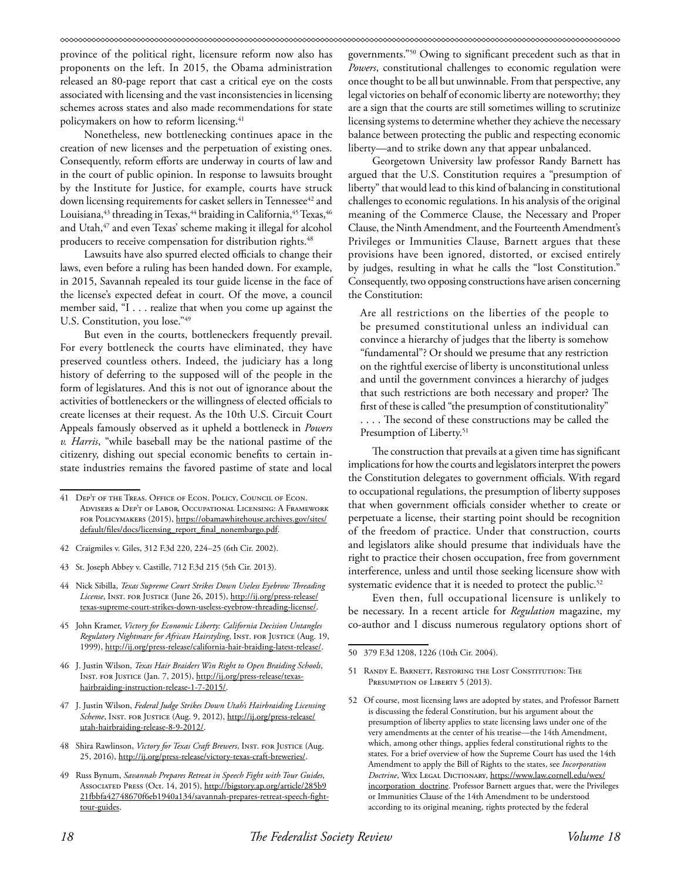province of the political right, licensure reform now also has proponents on the left. In 2015, the Obama administration released an 80-page report that cast a critical eye on the costs associated with licensing and the vast inconsistencies in licensing schemes across states and also made recommendations for state policymakers on how to reform licensing.[41]

Nonetheless, new bottlenecking continues apace in the creation of new licenses and the perpetuation of existing ones. Consequently, reform efforts are underway in courts of law and in the court of public opinion. In response to lawsuits brought by the Institute for Justice, for example, courts have struck down licensing requirements for casket sellers in Tennessee[42] and Louisiana,[43] threading in Texas,[44] braiding in California,[45] Texas,[46] and Utah,[47] and even Texas' scheme making it illegal for alcohol producers to receive compensation for distribution rights.[48]

Lawsuits have also spurred elected officials to change their laws, even before a ruling has been handed down. For example, in 2015, Savannah repealed its tour guide license in the face of the license's expected defeat in court. Of the move, a council member said, "I . . . realize that when you come up against the U.S. Constitution, you lose."[49]

But even in the courts, bottleneckers frequently prevail. For every bottleneck the courts have eliminated, they have preserved countless others. Indeed, the judiciary has a long history of deferring to the supposed will of the people in the form of legislatures. And this is not out of ignorance about the activities of bottleneckers or the willingness of elected officials to create licenses at their request. As the 10th U.S. Circuit Court Appeals famously observed as it upheld a bottleneck in *Powers v. Harris*, "while baseball may be the national pastime of the citizenry, dishing out special economic benefits to certain in-state industries remains the favored pastime of state and local governments."[50] Owing to significant precedent such as that in *Powers*, constitutional challenges to economic regulation were once thought to be all but unwinnable. From that perspective, any legal victories on behalf of economic liberty are noteworthy; they are a sign that the courts are still sometimes willing to scrutinize licensing systems to determine whether they achieve the necessary balance between protecting the public and respecting economic liberty—and to strike down any that appear unbalanced.

Georgetown University law professor Randy Barnett has argued that the U.S. Constitution requires a "presumption of liberty" that would lead to this kind of balancing in constitutional challenges to economic regulations. In his analysis of the original meaning of the Commerce Clause, the Necessary and Proper Clause, the Ninth Amendment, and the Fourteenth Amendment's Privileges or Immunities Clause, Barnett argues that these provisions have been ignored, distorted, or excised entirely by judges, resulting in what he calls the "lost Constitution." Consequently, two opposing constructions have arisen concerning the Constitution:

> Are all restrictions on the liberties of the people to be presumed constitutional unless an individual can convince a hierarchy of judges that the liberty is somehow "fundamental"? Or should we presume that any restriction on the rightful exercise of liberty is unconstitutional unless and until the government convinces a hierarchy of judges that such restrictions are both necessary and proper? The first of these is called "the presumption of constitutionality" . . . . The second of these constructions may be called the Presumption of Liberty.[51]

The construction that prevails at a given time has significant implications for how the courts and legislators interpret the powers the Constitution delegates to government officials. With regard to occupational regulations, the presumption of liberty supposes that when government officials consider whether to create or perpetuate a license, their starting point should be recognition of the freedom of practice. Under that construction, courts and legislators alike should presume that individuals have the right to practice their chosen occupation, free from government interference, unless and until those seeking licensure show with systematic evidence that it is needed to protect the public.[52]

Even then, full occupational licensure is unlikely to be necessary. In a recent article for *Regulation* magazine, my co-author and I discuss numerous regulatory options short of

---

41 Dep't of the Treas. Office of Econ. Policy, Council of Econ. Advisers & Dep't of Labor, Occupational Licensing: A Framework for Policymakers (2015), https://obamawhitehouse.archives.gov/sites/default/files/docs/licensing_report_final_nonembargo.pdf.

42 Craigmiles v. Giles, 312 F.3d 220, 224–25 (6th Cir. 2002).

43 St. Joseph Abbey v. Castille, 712 F.3d 215 (5th Cir. 2013).

44 Nick Sibilla, *Texas Supreme Court Strikes Down Useless Eyebrow Threading License*, Inst. for Justice (June 26, 2015), http://ij.org/press-release/texas-supreme-court-strikes-down-useless-eyebrow-threading-license/.

45 John Kramer, *Victory for Economic Liberty: California Decision Untangles Regulatory Nightmare for African Hairstyling*, Inst. for Justice (Aug. 19, 1999), http://ij.org/press-release/california-hair-braiding-latest-release/.

46 J. Justin Wilson, *Texas Hair Braiders Win Right to Open Braiding Schools*, Inst. for Justice (Jan. 7, 2015), http://ij.org/press-release/texas-hairbraiding-instruction-release-1-7-2015/.

47 J. Justin Wilson, *Federal Judge Strikes Down Utah's Hairbraiding Licensing Scheme*, Inst. for Justice (Aug. 9, 2012), http://ij.org/press-release/utah-hairbraiding-release-8-9-2012/.

48 Shira Rawlinson, *Victory for Texas Craft Brewers*, Inst. for Justice (Aug. 25, 2016), http://ij.org/press-release/victory-texas-craft-breweries/.

49 Russ Bynum, *Savannah Prepares Retreat in Speech Fight with Tour Guides*, Associated Press (Oct. 14, 2015), http://bigstory.ap.org/article/285b921fbbfa42748670f6eb1940a134/savannah-prepares-retreat-speech-fight-tour-guides.

50 379 F.3d 1208, 1226 (10th Cir. 2004).

51 Randy E. Barnett, Restoring the Lost Constitution: The Presumption of Liberty 5 (2013).

52 Of course, most licensing laws are adopted by states, and Professor Barnett is discussing the federal Constitution, but his argument about the presumption of liberty applies to state licensing laws under one of the very amendments at the center of his treatise—the 14th Amendment, which, among other things, applies federal constitutional rights to the states. For a brief overview of how the Supreme Court has used the 14th Amendment to apply the Bill of Rights to the states, see *Incorporation Doctrine*, Wex Legal Dictionary, https://www.law.cornell.edu/wex/incorporation_doctrine. Professor Barnett argues that, were the Privileges or Immunities Clause of the 14th Amendment to be understood according to its original meaning, rights protected by the federal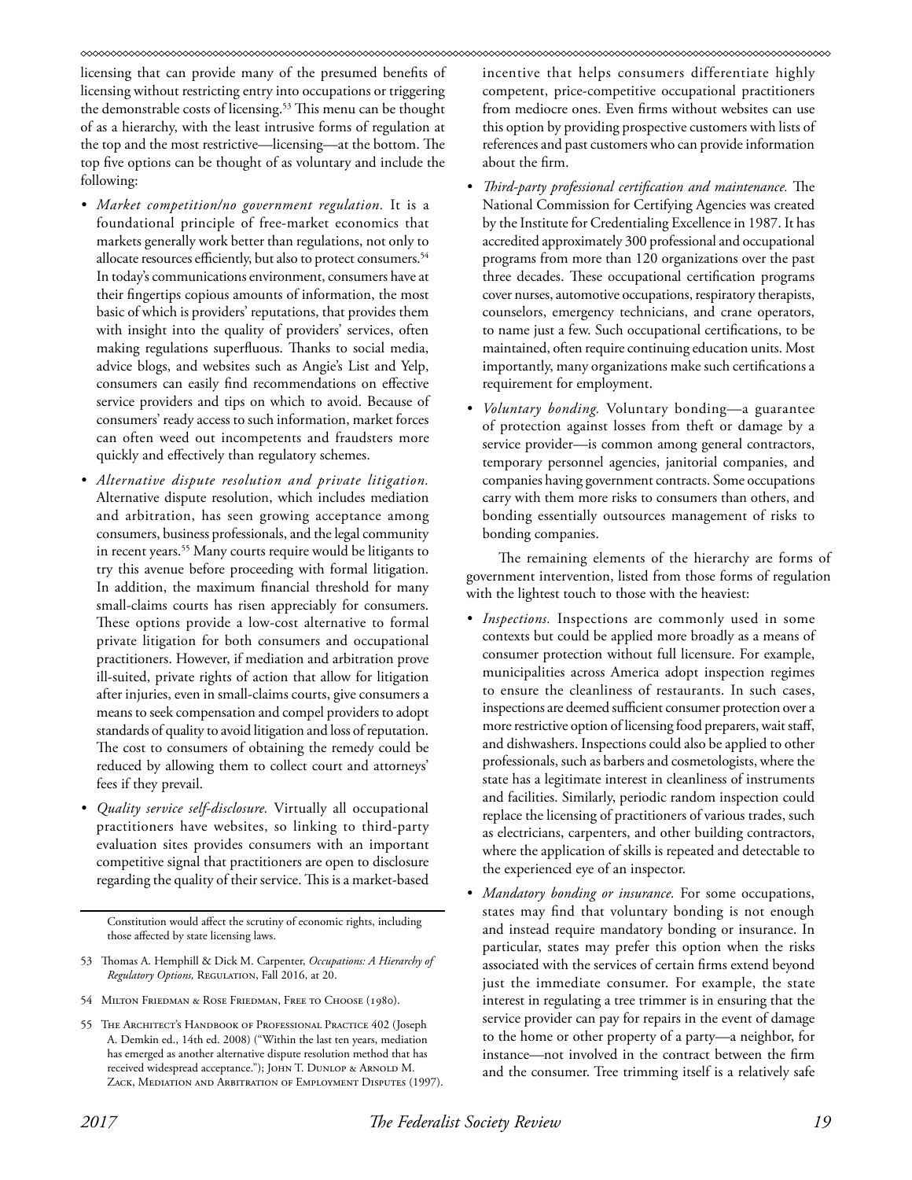licensing that can provide many of the presumed benefits of licensing without restricting entry into occupations or triggering the demonstrable costs of licensing.[53] This menu can be thought of as a hierarchy, with the least intrusive forms of regulation at the top and the most restrictive—licensing—at the bottom. The top five options can be thought of as voluntary and include the following:

- *Market competition/no government regulation.* It is a foundational principle of free-market economics that markets generally work better than regulations, not only to allocate resources efficiently, but also to protect consumers.[54] In today's communications environment, consumers have at their fingertips copious amounts of information, the most basic of which is providers' reputations, that provides them with insight into the quality of providers' services, often making regulations superfluous. Thanks to social media, advice blogs, and websites such as Angie's List and Yelp, consumers can easily find recommendations on effective service providers and tips on which to avoid. Because of consumers' ready access to such information, market forces can often weed out incompetents and fraudsters more quickly and effectively than regulatory schemes.
- *Alternative dispute resolution and private litigation.* Alternative dispute resolution, which includes mediation and arbitration, has seen growing acceptance among consumers, business professionals, and the legal community in recent years.[55] Many courts require would be litigants to try this avenue before proceeding with formal litigation. In addition, the maximum financial threshold for many small-claims courts has risen appreciably for consumers. These options provide a low-cost alternative to formal private litigation for both consumers and occupational practitioners. However, if mediation and arbitration prove ill-suited, private rights of action that allow for litigation after injuries, even in small-claims courts, give consumers a means to seek compensation and compel providers to adopt standards of quality to avoid litigation and loss of reputation. The cost to consumers of obtaining the remedy could be reduced by allowing them to collect court and attorneys' fees if they prevail.
- *Quality service self-disclosure.* Virtually all occupational practitioners have websites, so linking to third-party evaluation sites provides consumers with an important competitive signal that practitioners are open to disclosure regarding the quality of their service. This is a market-based incentive that helps consumers differentiate highly competent, price-competitive occupational practitioners from mediocre ones. Even firms without websites can use this option by providing prospective customers with lists of references and past customers who can provide information about the firm.
- *Third-party professional certification and maintenance.* The National Commission for Certifying Agencies was created by the Institute for Credentialing Excellence in 1987. It has accredited approximately 300 professional and occupational programs from more than 120 organizations over the past three decades. These occupational certification programs cover nurses, automotive occupations, respiratory therapists, counselors, emergency technicians, and crane operators, to name just a few. Such occupational certifications, to be maintained, often require continuing education units. Most importantly, many organizations make such certifications a requirement for employment.
- *Voluntary bonding.* Voluntary bonding—a guarantee of protection against losses from theft or damage by a service provider—is common among general contractors, temporary personnel agencies, janitorial companies, and companies having government contracts. Some occupations carry with them more risks to consumers than others, and bonding essentially outsources management of risks to bonding companies.

The remaining elements of the hierarchy are forms of government intervention, listed from those forms of regulation with the lightest touch to those with the heaviest:

- *Inspections.* Inspections are commonly used in some contexts but could be applied more broadly as a means of consumer protection without full licensure. For example, municipalities across America adopt inspection regimes to ensure the cleanliness of restaurants. In such cases, inspections are deemed sufficient consumer protection over a more restrictive option of licensing food preparers, wait staff, and dishwashers. Inspections could also be applied to other professionals, such as barbers and cosmetologists, where the state has a legitimate interest in cleanliness of instruments and facilities. Similarly, periodic random inspection could replace the licensing of practitioners of various trades, such as electricians, carpenters, and other building contractors, where the application of skills is repeated and detectable to the experienced eye of an inspector.
- *Mandatory bonding or insurance.* For some occupations, states may find that voluntary bonding is not enough and instead require mandatory bonding or insurance. In particular, states may prefer this option when the risks associated with the services of certain firms extend beyond just the immediate consumer. For example, the state interest in regulating a tree trimmer is in ensuring that the service provider can pay for repairs in the event of damage to the home or other property of a party—a neighbor, for instance—not involved in the contract between the firm and the consumer. Tree trimming itself is a relatively safe

---

Constitution would affect the scrutiny of economic rights, including those affected by state licensing laws.

53 Thomas A. Hemphill & Dick M. Carpenter, *Occupations: A Hierarchy of Regulatory Options,* Regulation, Fall 2016, at 20.

54 Milton Friedman & Rose Friedman, Free to Choose (1980).

55 The Architect's Handbook of Professional Practice 402 (Joseph A. Demkin ed., 14th ed. 2008) ("Within the last ten years, mediation has emerged as another alternative dispute resolution method that has received widespread acceptance."); John T. Dunlop & Arnold M. Zack, Mediation and Arbitration of Employment Disputes (1997).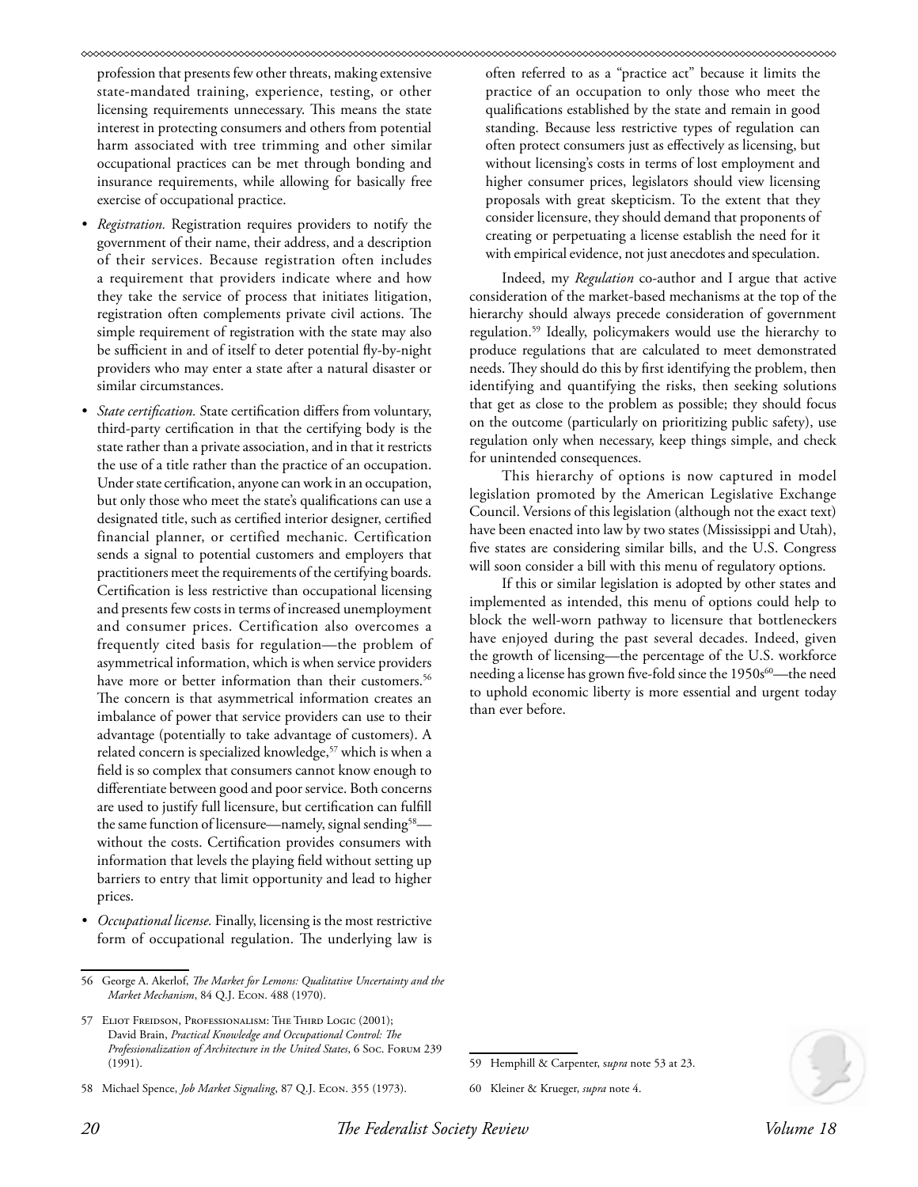profession that presents few other threats, making extensive state-mandated training, experience, testing, or other licensing requirements unnecessary. This means the state interest in protecting consumers and others from potential harm associated with tree trimming and other similar occupational practices can be met through bonding and insurance requirements, while allowing for basically free exercise of occupational practice.

- *Registration.* Registration requires providers to notify the government of their name, their address, and a description of their services. Because registration often includes a requirement that providers indicate where and how they take the service of process that initiates litigation, registration often complements private civil actions. The simple requirement of registration with the state may also be sufficient in and of itself to deter potential fly-by-night providers who may enter a state after a natural disaster or similar circumstances.

- *State certification.* State certification differs from voluntary, third-party certification in that the certifying body is the state rather than a private association, and in that it restricts the use of a title rather than the practice of an occupation. Under state certification, anyone can work in an occupation, but only those who meet the state's qualifications can use a designated title, such as certified interior designer, certified financial planner, or certified mechanic. Certification sends a signal to potential customers and employers that practitioners meet the requirements of the certifying boards. Certification is less restrictive than occupational licensing and presents few costs in terms of increased unemployment and consumer prices. Certification also overcomes a frequently cited basis for regulation—the problem of asymmetrical information, which is when service providers have more or better information than their customers.[56] The concern is that asymmetrical information creates an imbalance of power that service providers can use to their advantage (potentially to take advantage of customers). A related concern is specialized knowledge,[57] which is when a field is so complex that consumers cannot know enough to differentiate between good and poor service. Both concerns are used to justify full licensure, but certification can fulfill the same function of licensure—namely, signal sending[58]—without the costs. Certification provides consumers with information that levels the playing field without setting up barriers to entry that limit opportunity and lead to higher prices.

- *Occupational license.* Finally, licensing is the most restrictive form of occupational regulation. The underlying law is often referred to as a "practice act" because it limits the practice of an occupation to only those who meet the qualifications established by the state and remain in good standing. Because less restrictive types of regulation can often protect consumers just as effectively as licensing, but without licensing's costs in terms of lost employment and higher consumer prices, legislators should view licensing proposals with great skepticism. To the extent that they consider licensure, they should demand that proponents of creating or perpetuating a license establish the need for it with empirical evidence, not just anecdotes and speculation.

Indeed, my *Regulation* co-author and I argue that active consideration of the market-based mechanisms at the top of the hierarchy should always precede consideration of government regulation.[59] Ideally, policymakers would use the hierarchy to produce regulations that are calculated to meet demonstrated needs. They should do this by first identifying the problem, then identifying and quantifying the risks, then seeking solutions that get as close to the problem as possible; they should focus on the outcome (particularly on prioritizing public safety), use regulation only when necessary, keep things simple, and check for unintended consequences.

This hierarchy of options is now captured in model legislation promoted by the American Legislative Exchange Council. Versions of this legislation (although not the exact text) have been enacted into law by two states (Mississippi and Utah), five states are considering similar bills, and the U.S. Congress will soon consider a bill with this menu of regulatory options.

If this or similar legislation is adopted by other states and implemented as intended, this menu of options could help to block the well-worn pathway to licensure that bottleneckers have enjoyed during the past several decades. Indeed, given the growth of licensing—the percentage of the U.S. workforce needing a license has grown five-fold since the 1950s[60]—the need to uphold economic liberty is more essential and urgent today than ever before.

---

56 George A. Akerlof, *The Market for Lemons: Qualitative Uncertainty and the Market Mechanism*, 84 Q.J. Econ. 488 (1970).

57 Eliot Freidson, Professionalism: The Third Logic (2001); David Brain, *Practical Knowledge and Occupational Control: The Professionalization of Architecture in the United States*, 6 Soc. Forum 239 (1991).

58 Michael Spence, *Job Market Signaling*, 87 Q.J. Econ. 355 (1973).

59 Hemphill & Carpenter, *supra* note 53 at 23.

60 Kleiner & Krueger, *supra* note 4.